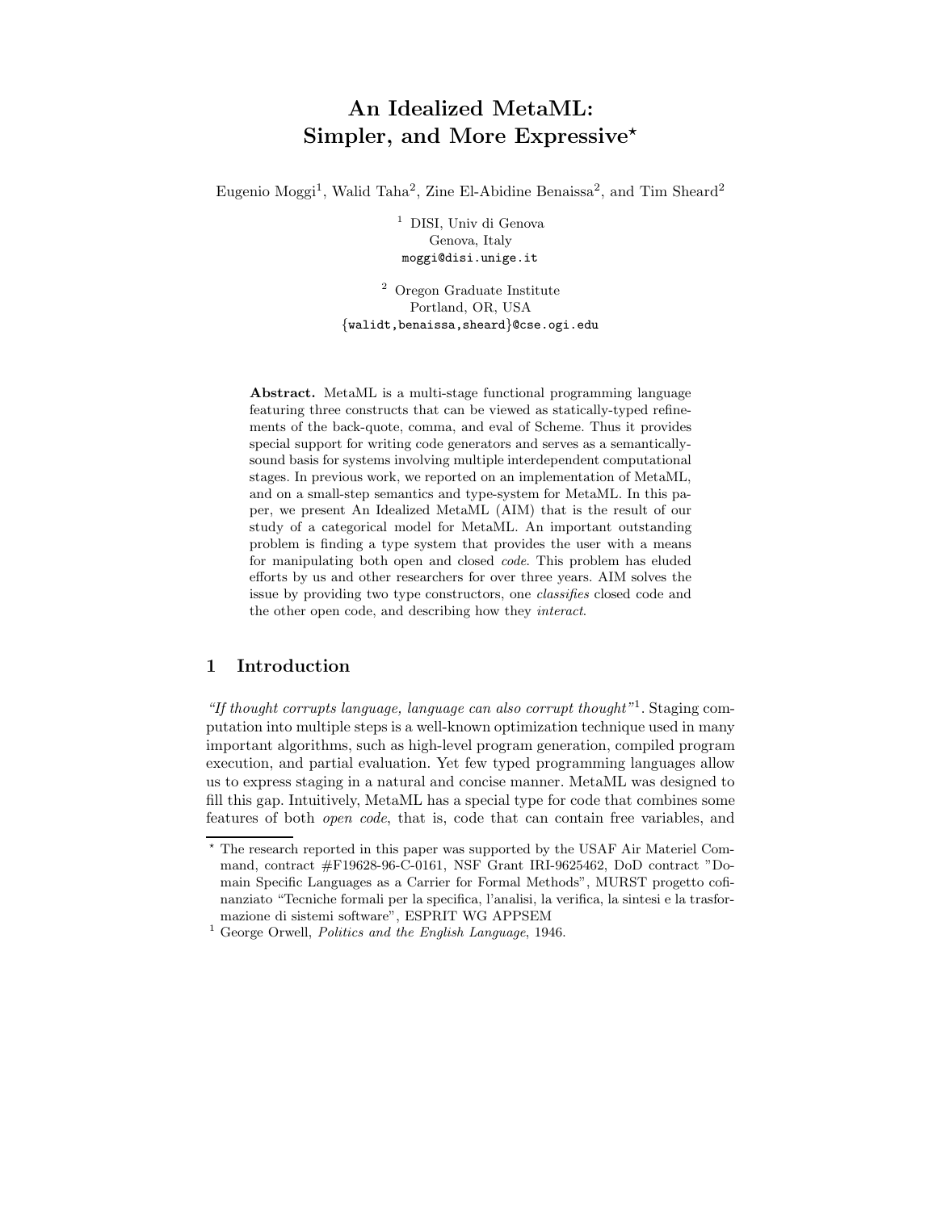# An Idealized MetaML: Simpler, and More Expressive*

Eugenio Moggi[1], Walid Taha[2], Zine El-Abidine Benaissa[2], and Tim Sheard[2]

[1] DISI, Univ di Genova
Genova, Italy
moggi@disi.unige.it

[2] Oregon Graduate Institute
Portland, OR, USA
{walidt,benaissa,sheard}@cse.ogi.edu

**Abstract.** MetaML is a multi-stage functional programming language featuring three constructs that can be viewed as statically-typed refinements of the back-quote, comma, and eval of Scheme. Thus it provides special support for writing code generators and serves as a semantically-sound basis for systems involving multiple interdependent computational stages. In previous work, we reported on an implementation of MetaML, and on a small-step semantics and type-system for MetaML. In this paper, we present An Idealized MetaML (AIM) that is the result of our study of a categorical model for MetaML. An important outstanding problem is finding a type system that provides the user with a means for manipulating both open and closed *code*. This problem has eluded efforts by us and other researchers for over three years. AIM solves the issue by providing two type constructors, one *classifies* closed code and the other open code, and describing how they *interact*.

## 1 Introduction

*"If thought corrupts language, language can also corrupt thought"*[1]. Staging computation into multiple steps is a well-known optimization technique used in many important algorithms, such as high-level program generation, compiled program execution, and partial evaluation. Yet few typed programming languages allow us to express staging in a natural and concise manner. MetaML was designed to fill this gap. Intuitively, MetaML has a special type for code that combines some features of both *open code*, that is, code that can contain free variables, and

* The research reported in this paper was supported by the USAF Air Materiel Command, contract #F19628-96-C-0161, NSF Grant IRI-9625462, DoD contract "Domain Specific Languages as a Carrier for Formal Methods", MURST progetto cofinanziato "Tecniche formali per la specifica, l'analisi, la verifica, la sintesi e la trasformazione di sistemi software", ESPRIT WG APPSEM

[1] George Orwell, *Politics and the English Language*, 1946.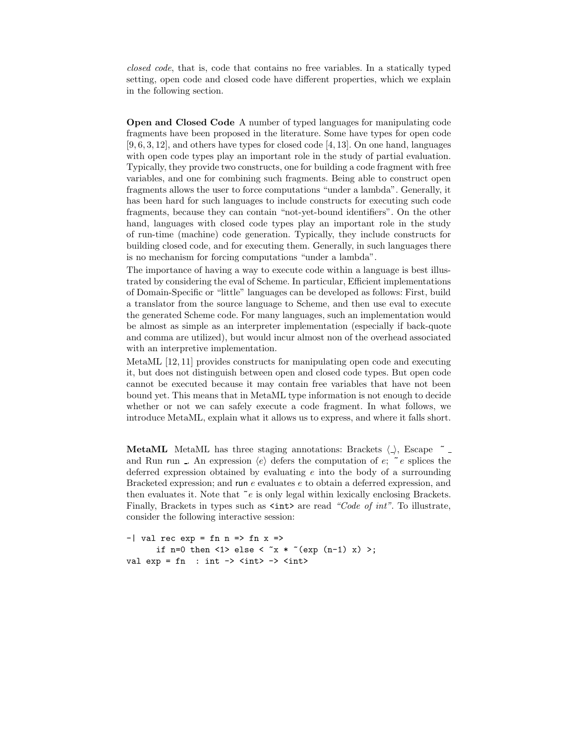*closed code*, that is, code that contains no free variables. In a statically typed setting, open code and closed code have different properties, which we explain in the following section.

**Open and Closed Code** A number of typed languages for manipulating code fragments have been proposed in the literature. Some have types for open code [9, 6, 3, 12], and others have types for closed code [4, 13]. On one hand, languages with open code types play an important role in the study of partial evaluation. Typically, they provide two constructs, one for building a code fragment with free variables, and one for combining such fragments. Being able to construct open fragments allows the user to force computations "under a lambda". Generally, it has been hard for such languages to include constructs for executing such code fragments, because they can contain "not-yet-bound identifiers". On the other hand, languages with closed code types play an important role in the study of run-time (machine) code generation. Typically, they include constructs for building closed code, and for executing them. Generally, in such languages there is no mechanism for forcing computations "under a lambda".

The importance of having a way to execute code within a language is best illustrated by considering the eval of Scheme. In particular, Efficient implementations of Domain-Specific or "little" languages can be developed as follows: First, build a translator from the source language to Scheme, and then use eval to execute the generated Scheme code. For many languages, such an implementation would be almost as simple as an interpreter implementation (especially if back-quote and comma are utilized), but would incur almost non of the overhead associated with an interpretive implementation.

MetaML [12, 11] provides constructs for manipulating open code and executing it, but does not distinguish between open and closed code types. But open code cannot be executed because it may contain free variables that have not been bound yet. This means that in MetaML type information is not enough to decide whether or not we can safely execute a code fragment. In what follows, we introduce MetaML, explain what it allows us to express, and where it falls short.

**MetaML** MetaML has three staging annotations: Brackets $\langle \_ \rangle$, Escape ~ \_ and Run run \_. An expression $\langle e \rangle$ defers the computation of $e$; ~$e$ splices the deferred expression obtained by evaluating $e$ into the body of a surrounding Bracketed expression; and run $e$ evaluates $e$ to obtain a deferred expression, and then evaluates it. Note that ~$e$ is only legal within lexically enclosing Brackets. Finally, Brackets in types such as `<int>` are read *"Code of int"*. To illustrate, consider the following interactive session:

```
-| val rec exp = fn n => fn x =>
      if n=0 then <1> else < ~x * ~(exp (n-1) x) >;
val exp = fn  : int -> <int> -> <int>
```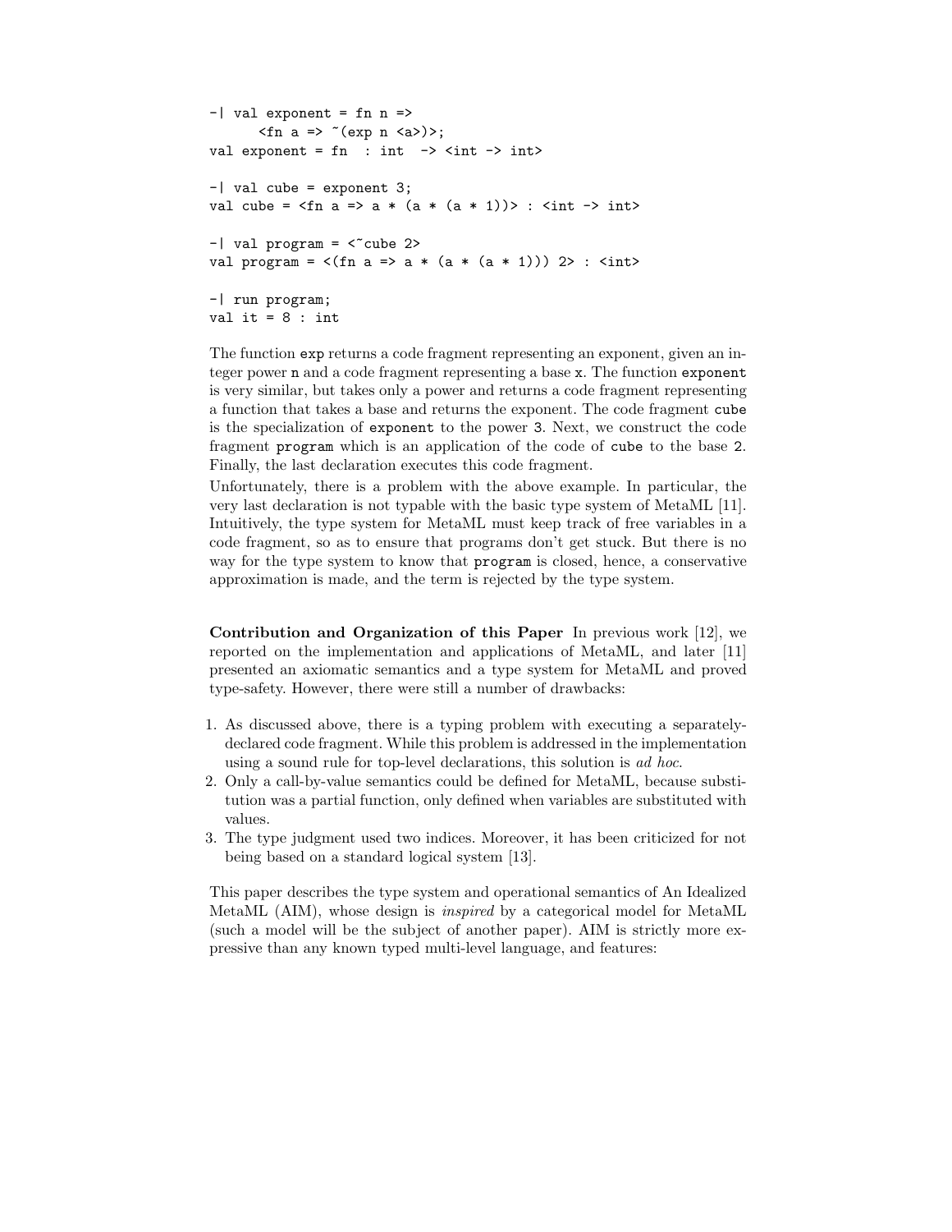```
-| val exponent = fn n =>
      <fn a => ~(exp n <a>)>;
val exponent = fn  : int  -> <int -> int>

-| val cube = exponent 3;
val cube = <fn a => a * (a * (a * 1))> : <int -> int>

-| val program = <~cube 2>
val program = <(fn a => a * (a * (a * 1))) 2> : <int>

-| run program;
val it = 8 : int
```

The function `exp` returns a code fragment representing an exponent, given an integer power `n` and a code fragment representing a base `x`. The function `exponent` is very similar, but takes only a power and returns a code fragment representing a function that takes a base and returns the exponent. The code fragment `cube` is the specialization of `exponent` to the power `3`. Next, we construct the code fragment `program` which is an application of the code of `cube` to the base `2`. Finally, the last declaration executes this code fragment.

Unfortunately, there is a problem with the above example. In particular, the very last declaration is not typable with the basic type system of MetaML [11]. Intuitively, the type system for MetaML must keep track of free variables in a code fragment, so as to ensure that programs don't get stuck. But there is no way for the type system to know that `program` is closed, hence, a conservative approximation is made, and the term is rejected by the type system.

**Contribution and Organization of this Paper** In previous work [12], we reported on the implementation and applications of MetaML, and later [11] presented an axiomatic semantics and a type system for MetaML and proved type-safety. However, there were still a number of drawbacks:

1. As discussed above, there is a typing problem with executing a separately-declared code fragment. While this problem is addressed in the implementation using a sound rule for top-level declarations, this solution is *ad hoc*.
2. Only a call-by-value semantics could be defined for MetaML, because substitution was a partial function, only defined when variables are substituted with values.
3. The type judgment used two indices. Moreover, it has been criticized for not being based on a standard logical system [13].

This paper describes the type system and operational semantics of An Idealized MetaML (AIM), whose design is *inspired* by a categorical model for MetaML (such a model will be the subject of another paper). AIM is strictly more expressive than any known typed multi-level language, and features: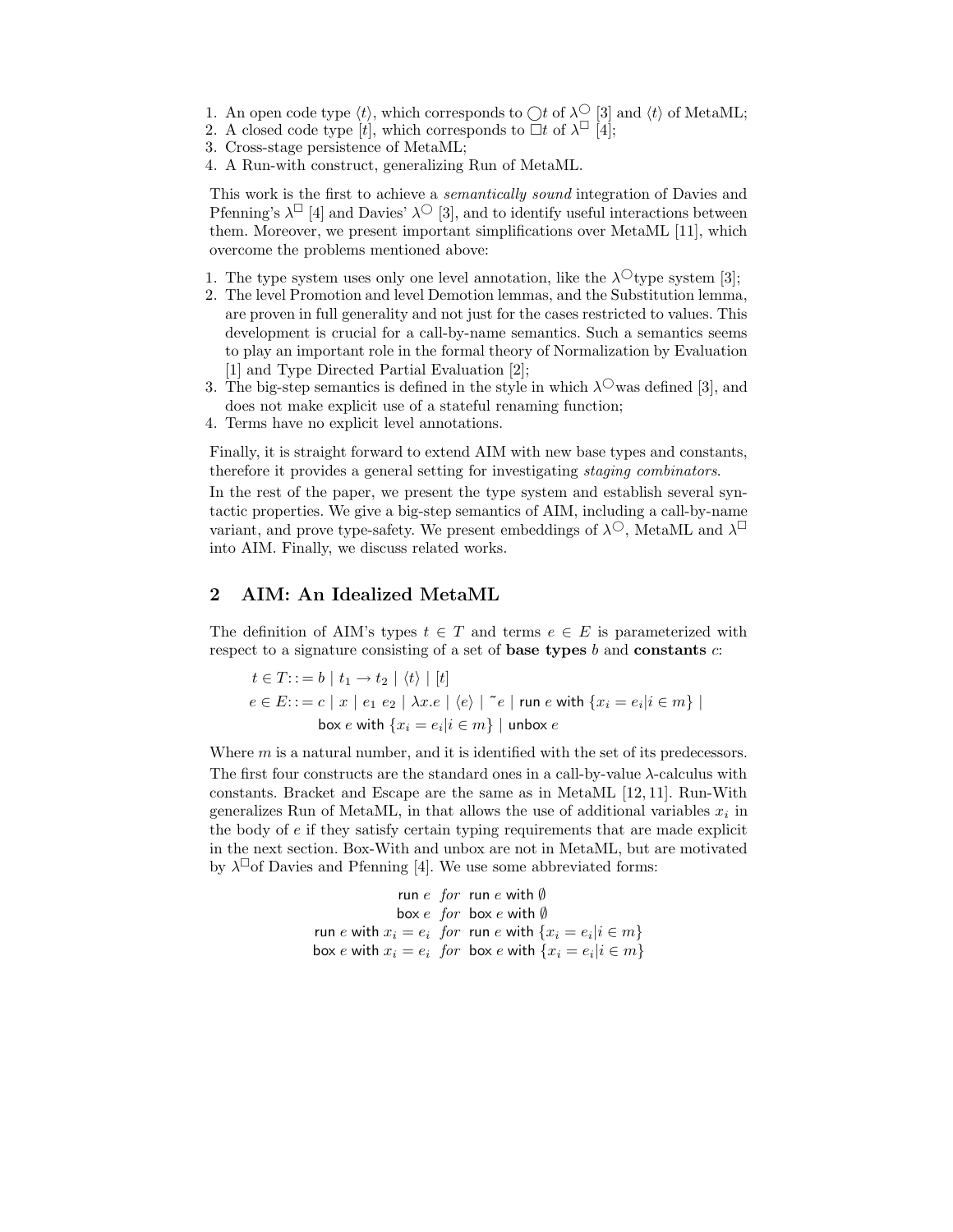1. An open code type $\langle t \rangle$, which corresponds to $\bigcirc t$ of $\lambda^{\bigcirc}$ [3] and $\langle t \rangle$ of MetaML;
2. A closed code type $[t]$, which corresponds to $\Box t$ of $\lambda^{\Box}$ [4];
3. Cross-stage persistence of MetaML;
4. A Run-with construct, generalizing Run of MetaML.

This work is the first to achieve a *semantically sound* integration of Davies and Pfenning's $\lambda^{\Box}$ [4] and Davies' $\lambda^{\bigcirc}$ [3], and to identify useful interactions between them. Moreover, we present important simplifications over MetaML [11], which overcome the problems mentioned above:

1. The type system uses only one level annotation, like the $\lambda^{\bigcirc}$type system [3];
2. The level Promotion and level Demotion lemmas, and the Substitution lemma, are proven in full generality and not just for the cases restricted to values. This development is crucial for a call-by-name semantics. Such a semantics seems to play an important role in the formal theory of Normalization by Evaluation [1] and Type Directed Partial Evaluation [2];
3. The big-step semantics is defined in the style in which $\lambda^{\bigcirc}$was defined [3], and does not make explicit use of a stateful renaming function;
4. Terms have no explicit level annotations.

Finally, it is straight forward to extend AIM with new base types and constants, therefore it provides a general setting for investigating *staging combinators*.

In the rest of the paper, we present the type system and establish several syntactic properties. We give a big-step semantics of AIM, including a call-by-name variant, and prove type-safety. We present embeddings of $\lambda^{\bigcirc}$, MetaML and $\lambda^{\Box}$ into AIM. Finally, we discuss related works.

## 2 AIM: An Idealized MetaML

The definition of AIM's types $t \in T$ and terms $e \in E$ is parameterized with respect to a signature consisting of a set of **base types** $b$ and **constants** $c$:

$$t \in T ::= b \mid t_1 \to t_2 \mid \langle t \rangle \mid [t]$$

$$e \in E ::= c \mid x \mid e_1\ e_2 \mid \lambda x.e \mid \langle e \rangle \mid \tilde{\ } e \mid \mathsf{run}\ e\ \mathsf{with}\ \{x_i = e_i | i \in m\} \mid$$
$$\mathsf{box}\ e\ \mathsf{with}\ \{x_i = e_i | i \in m\} \mid \mathsf{unbox}\ e$$

Where $m$ is a natural number, and it is identified with the set of its predecessors. The first four constructs are the standard ones in a call-by-value $\lambda$-calculus with constants. Bracket and Escape are the same as in MetaML [12, 11]. Run-With generalizes Run of MetaML, in that allows the use of additional variables $x_i$ in the body of $e$ if they satisfy certain typing requirements that are made explicit in the next section. Box-With and unbox are not in MetaML, but are motivated by $\lambda^{\Box}$of Davies and Pfenning [4]. We use some abbreviated forms:

$$\begin{array}{rcl}
\mathsf{run}\ e & \textit{for} & \mathsf{run}\ e\ \mathsf{with}\ \emptyset \\
\mathsf{box}\ e & \textit{for} & \mathsf{box}\ e\ \mathsf{with}\ \emptyset \\
\mathsf{run}\ e\ \mathsf{with}\ x_i = e_i & \textit{for} & \mathsf{run}\ e\ \mathsf{with}\ \{x_i = e_i | i \in m\} \\
\mathsf{box}\ e\ \mathsf{with}\ x_i = e_i & \textit{for} & \mathsf{box}\ e\ \mathsf{with}\ \{x_i = e_i | i \in m\}
\end{array}$$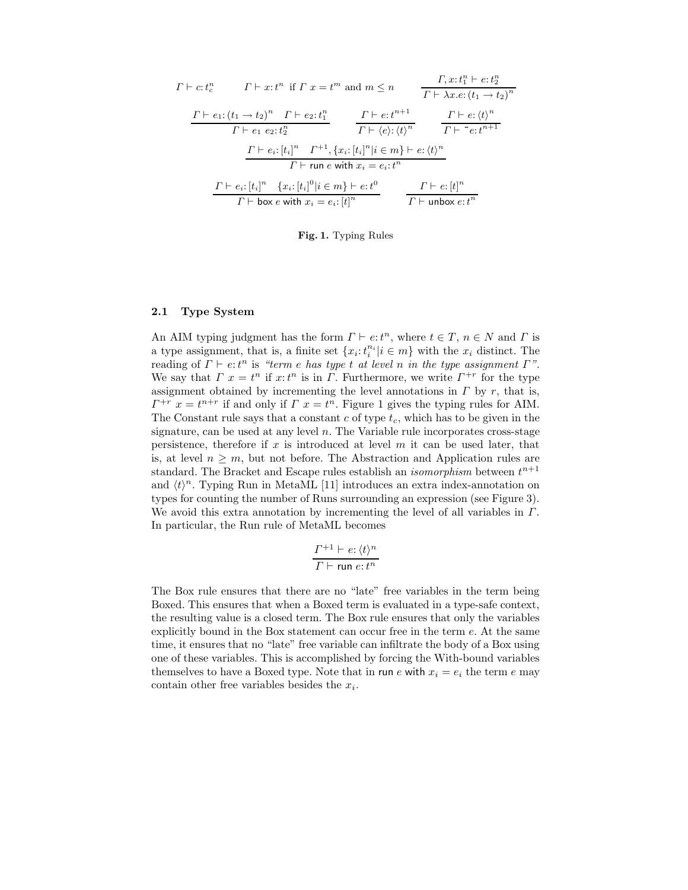$$\Gamma \vdash c\colon t_c^n \qquad \Gamma \vdash x\colon t^n \text{ if } \Gamma\ x = t^m \text{ and } m \leq n \qquad \frac{\Gamma, x\colon t_1^n \vdash e\colon t_2^n}{\Gamma \vdash \lambda x.e\colon (t_1 \to t_2)^n}$$

$$\frac{\Gamma \vdash e_1\colon (t_1 \to t_2)^n \quad \Gamma \vdash e_2\colon t_1^n}{\Gamma \vdash e_1\ e_2\colon t_2^n} \qquad \frac{\Gamma \vdash e\colon t^{n+1}}{\Gamma \vdash \langle e\rangle\colon \langle t\rangle^n} \qquad \frac{\Gamma \vdash e\colon \langle t\rangle^n}{\Gamma \vdash \tilde{}e\colon t^{n+1}}$$

$$\frac{\Gamma \vdash e_i\colon [t_i]^n \quad \Gamma^{+1}, \{x_i\colon [t_i]^n | i \in m\} \vdash e\colon \langle t\rangle^n}{\Gamma \vdash \mathsf{run}\ e\ \mathsf{with}\ x_i = e_i\colon t^n}$$

$$\frac{\Gamma \vdash e_i\colon [t_i]^n \quad \{x_i\colon [t_i]^0 | i \in m\} \vdash e\colon t^0}{\Gamma \vdash \mathsf{box}\ e\ \mathsf{with}\ x_i = e_i\colon [t]^n} \qquad \frac{\Gamma \vdash e\colon [t]^n}{\Gamma \vdash \mathsf{unbox}\ e\colon t^n}$$

**Fig. 1.** Typing Rules

### 2.1 Type System

An AIM typing judgment has the form $\Gamma \vdash e\colon t^n$, where $t \in T$, $n \in N$ and $\Gamma$ is a type assignment, that is, a finite set $\{x_i\colon t_i^{n_i} | i \in m\}$ with the $x_i$ distinct. The reading of $\Gamma \vdash e\colon t^n$ is *"term $e$ has type $t$ at level $n$ in the type assignment $\Gamma$"*. We say that $\Gamma\ x = t^n$ if $x\colon t^n$ is in $\Gamma$. Furthermore, we write $\Gamma^{+r}$ for the type assignment obtained by incrementing the level annotations in $\Gamma$ by $r$, that is, $\Gamma^{+r}\ x = t^{n+r}$ if and only if $\Gamma\ x = t^n$. Figure 1 gives the typing rules for AIM. The Constant rule says that a constant $c$ of type $t_c$, which has to be given in the signature, can be used at any level $n$. The Variable rule incorporates cross-stage persistence, therefore if $x$ is introduced at level $m$ it can be used later, that is, at level $n \geq m$, but not before. The Abstraction and Application rules are standard. The Bracket and Escape rules establish an *isomorphism* between $t^{n+1}$ and $\langle t\rangle^n$. Typing Run in MetaML [11] introduces an extra index-annotation on types for counting the number of Runs surrounding an expression (see Figure 3). We avoid this extra annotation by incrementing the level of all variables in $\Gamma$. In particular, the Run rule of MetaML becomes

$$\frac{\Gamma^{+1} \vdash e\colon \langle t\rangle^n}{\Gamma \vdash \mathsf{run}\ e\colon t^n}$$

The Box rule ensures that there are no "late" free variables in the term being Boxed. This ensures that when a Boxed term is evaluated in a type-safe context, the resulting value is a closed term. The Box rule ensures that only the variables explicitly bound in the Box statement can occur free in the term $e$. At the same time, it ensures that no "late" free variable can infiltrate the body of a Box using one of these variables. This is accomplished by forcing the With-bound variables themselves to have a Boxed type. Note that in $\mathsf{run}\ e\ \mathsf{with}\ x_i = e_i$ the term $e$ may contain other free variables besides the $x_i$.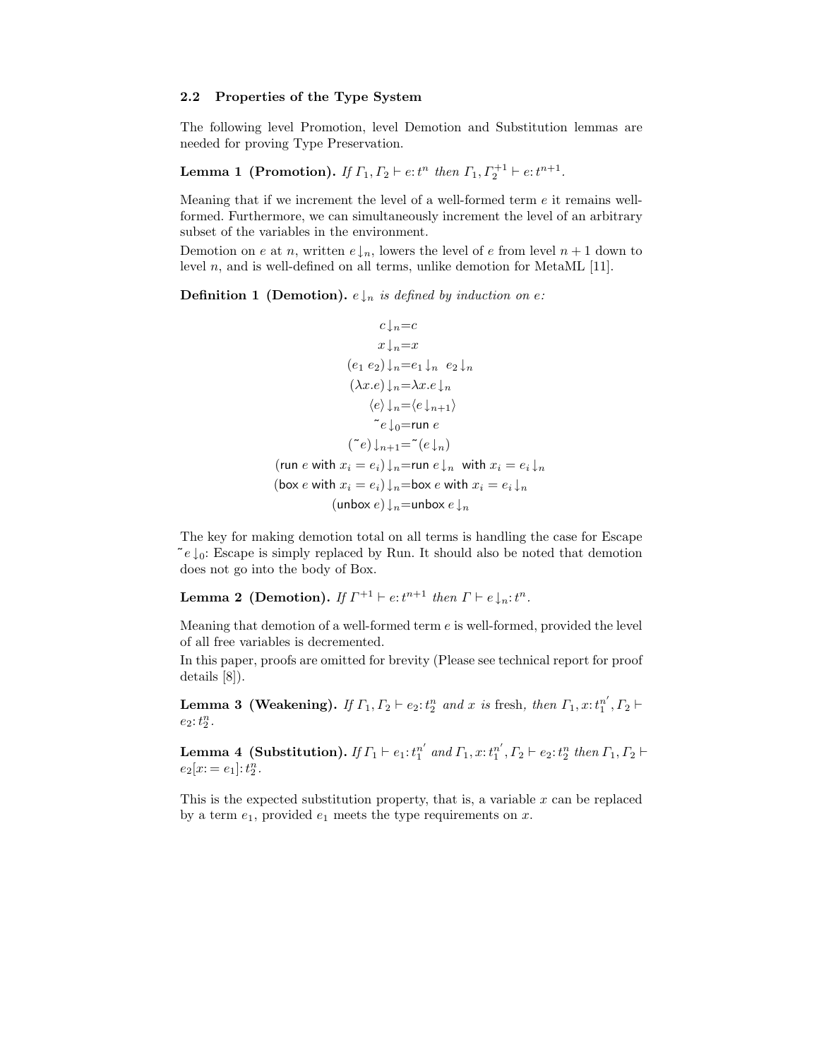### 2.2 Properties of the Type System

The following level Promotion, level Demotion and Substitution lemmas are needed for proving Type Preservation.

**Lemma 1 (Promotion).** *If $\Gamma_1, \Gamma_2 \vdash e\colon t^n$ then $\Gamma_1, \Gamma_2^{+1} \vdash e\colon t^{n+1}$.*

Meaning that if we increment the level of a well-formed term $e$ it remains well-formed. Furthermore, we can simultaneously increment the level of an arbitrary subset of the variables in the environment.

Demotion on $e$ at $n$, written $e\!\downarrow_n$, lowers the level of $e$ from level $n+1$ down to level $n$, and is well-defined on all terms, unlike demotion for MetaML [11].

**Definition 1 (Demotion).** *$e\!\downarrow_n$ is defined by induction on $e$:*

$$
\begin{aligned}
c\!\downarrow_n &= c\\
x\!\downarrow_n &= x\\
(e_1\ e_2)\!\downarrow_n &= e_1\!\downarrow_n\ \ e_2\!\downarrow_n\\
(\lambda x.e)\!\downarrow_n &= \lambda x.e\!\downarrow_n\\
\langle e\rangle\!\downarrow_n &= \langle e\!\downarrow_{n+1}\rangle\\
\tilde{\ }e\!\downarrow_0 &= \mathsf{run}\ e\\
(\tilde{\ }e)\!\downarrow_{n+1} &= \tilde{\ }(e\!\downarrow_n)\\
(\mathsf{run}\ e\ \mathsf{with}\ x_i = e_i)\!\downarrow_n &= \mathsf{run}\ e\!\downarrow_n\ \ \mathsf{with}\ x_i = e_i\!\downarrow_n\\
(\mathsf{box}\ e\ \mathsf{with}\ x_i = e_i)\!\downarrow_n &= \mathsf{box}\ e\ \mathsf{with}\ x_i = e_i\!\downarrow_n\\
(\mathsf{unbox}\ e)\!\downarrow_n &= \mathsf{unbox}\ e\!\downarrow_n
\end{aligned}
$$

The key for making demotion total on all terms is handling the case for Escape $\tilde{\ }e\!\downarrow_0$: Escape is simply replaced by Run. It should also be noted that demotion does not go into the body of Box.

**Lemma 2 (Demotion).** *If $\Gamma^{+1} \vdash e\colon t^{n+1}$ then $\Gamma \vdash e\!\downarrow_n\colon t^n$.*

Meaning that demotion of a well-formed term $e$ is well-formed, provided the level of all free variables is decremented.

In this paper, proofs are omitted for brevity (Please see technical report for proof details [8]).

**Lemma 3 (Weakening).** *If $\Gamma_1, \Gamma_2 \vdash e_2\colon t_2^n$ and $x$ is* fresh*, then $\Gamma_1, x\colon t_1^{n'}, \Gamma_2 \vdash e_2\colon t_2^n$.*

**Lemma 4 (Substitution).** *If $\Gamma_1 \vdash e_1\colon t_1^{n'}$ and $\Gamma_1, x\colon t_1^{n'}, \Gamma_2 \vdash e_2\colon t_2^n$ then $\Gamma_1, \Gamma_2 \vdash e_2[x\colon= e_1]\colon t_2^n$.*

This is the expected substitution property, that is, a variable $x$ can be replaced by a term $e_1$, provided $e_1$ meets the type requirements on $x$.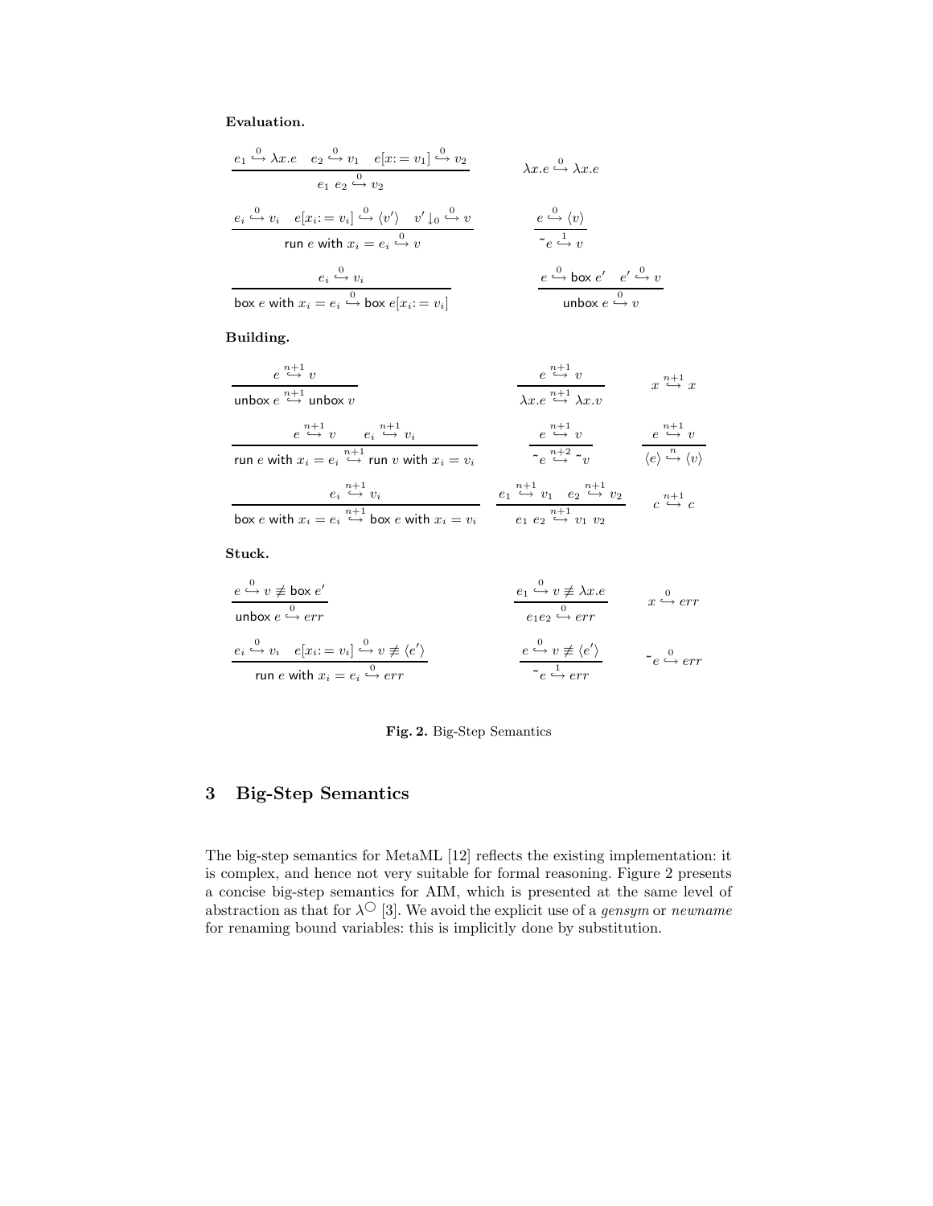**Evaluation.**

$$\frac{e_1 \overset{0}{\hookrightarrow} \lambda x.e \quad e_2 \overset{0}{\hookrightarrow} v_1 \quad e[x := v_1] \overset{0}{\hookrightarrow} v_2}{e_1\ e_2 \overset{0}{\hookrightarrow} v_2} \qquad \lambda x.e \overset{0}{\hookrightarrow} \lambda x.e$$

$$\frac{e_i \overset{0}{\hookrightarrow} v_i \quad e[x_i := v_i] \overset{0}{\hookrightarrow} \langle v' \rangle \quad v' \downarrow_0 \overset{0}{\hookrightarrow} v}{\mathsf{run}\ e\ \mathsf{with}\ x_i = e_i \overset{0}{\hookrightarrow} v} \qquad \frac{e \overset{0}{\hookrightarrow} \langle v \rangle}{\tilde{}e \overset{1}{\hookrightarrow} v}$$

$$\frac{e_i \overset{0}{\hookrightarrow} v_i}{\mathsf{box}\ e\ \mathsf{with}\ x_i = e_i \overset{0}{\hookrightarrow} \mathsf{box}\ e[x_i := v_i]} \qquad \frac{e \overset{0}{\hookrightarrow} \mathsf{box}\ e' \quad e' \overset{0}{\hookrightarrow} v}{\mathsf{unbox}\ e \overset{0}{\hookrightarrow} v}$$

**Building.**

$$\frac{e \overset{n+1}{\hookrightarrow} v}{\mathsf{unbox}\ e \overset{n+1}{\hookrightarrow} \mathsf{unbox}\ v} \qquad \frac{e \overset{n+1}{\hookrightarrow} v}{\lambda x.e \overset{n+1}{\hookrightarrow} \lambda x.v} \qquad x \overset{n+1}{\hookrightarrow} x$$

$$\frac{e \overset{n+1}{\hookrightarrow} v \qquad e_i \overset{n+1}{\hookrightarrow} v_i}{\mathsf{run}\ e\ \mathsf{with}\ x_i = e_i \overset{n+1}{\hookrightarrow} \mathsf{run}\ v\ \mathsf{with}\ x_i = v_i} \qquad \frac{e \overset{n+1}{\hookrightarrow} v}{\tilde{}e \overset{n+2}{\hookrightarrow} \tilde{}v} \qquad \frac{e \overset{n+1}{\hookrightarrow} v}{\langle e \rangle \overset{n}{\hookrightarrow} \langle v \rangle}$$

$$\frac{e_i \overset{n+1}{\hookrightarrow} v_i}{\mathsf{box}\ e\ \mathsf{with}\ x_i = e_i \overset{n+1}{\hookrightarrow} \mathsf{box}\ e\ \mathsf{with}\ x_i = v_i} \qquad \frac{e_1 \overset{n+1}{\hookrightarrow} v_1 \quad e_2 \overset{n+1}{\hookrightarrow} v_2}{e_1\ e_2 \overset{n+1}{\hookrightarrow} v_1\ v_2} \qquad c \overset{n+1}{\hookrightarrow} c$$

**Stuck.**

$$\frac{e \overset{0}{\hookrightarrow} v \not\equiv \mathsf{box}\ e'}{\mathsf{unbox}\ e \overset{0}{\hookrightarrow} err} \qquad \frac{e_1 \overset{0}{\hookrightarrow} v \not\equiv \lambda x.e}{e_1 e_2 \overset{0}{\hookrightarrow} err} \qquad x \overset{0}{\hookrightarrow} err$$

$$\frac{e_i \overset{0}{\hookrightarrow} v_i \quad e[x_i := v_i] \overset{0}{\hookrightarrow} v \not\equiv \langle e' \rangle}{\mathsf{run}\ e\ \mathsf{with}\ x_i = e_i \overset{0}{\hookrightarrow} err} \qquad \frac{e \overset{0}{\hookrightarrow} v \not\equiv \langle e' \rangle}{\tilde{}e \overset{1}{\hookrightarrow} err} \qquad \tilde{}e \overset{0}{\hookrightarrow} err$$

**Fig. 2.** Big-Step Semantics

## 3 Big-Step Semantics

The big-step semantics for MetaML [12] reflects the existing implementation: it is complex, and hence not very suitable for formal reasoning. Figure 2 presents a concise big-step semantics for AIM, which is presented at the same level of abstraction as that for $\lambda^{\bigcirc}$ [3]. We avoid the explicit use of a *gensym* or *newname* for renaming bound variables: this is implicitly done by substitution.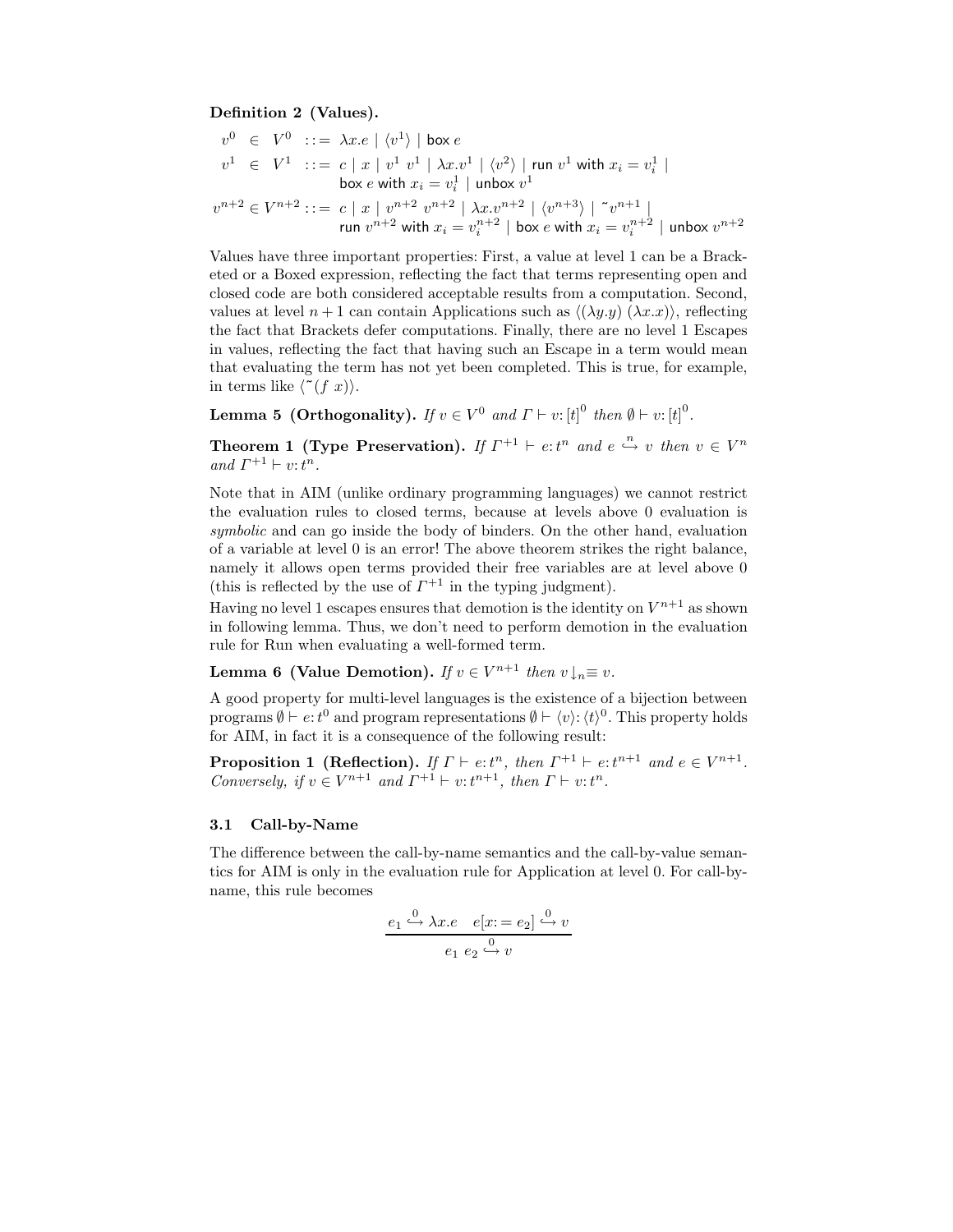**Definition 2 (Values).**

$$
\begin{array}{rcl}
v^0 \in V^0 & ::= & \lambda x.e \mid \langle v^1 \rangle \mid \mathsf{box}\ e \\
v^1 \in V^1 & ::= & c \mid x \mid v^1\ v^1 \mid \lambda x.v^1 \mid \langle v^2 \rangle \mid \mathsf{run}\ v^1\ \mathsf{with}\ x_i = v_i^1 \mid \\
& & \mathsf{box}\ e\ \mathsf{with}\ x_i = v_i^1 \mid \mathsf{unbox}\ v^1 \\
v^{n+2} \in V^{n+2} & ::= & c \mid x \mid v^{n+2}\ v^{n+2} \mid \lambda x.v^{n+2} \mid \langle v^{n+3} \rangle \mid \tilde{}\, v^{n+1} \mid \\
& & \mathsf{run}\ v^{n+2}\ \mathsf{with}\ x_i = v_i^{n+2} \mid \mathsf{box}\ e\ \mathsf{with}\ x_i = v_i^{n+2} \mid \mathsf{unbox}\ v^{n+2}
\end{array}
$$

Values have three important properties: First, a value at level 1 can be a Bracketed or a Boxed expression, reflecting the fact that terms representing open and closed code are both considered acceptable results from a computation. Second, values at level $n+1$ can contain Applications such as $\langle (\lambda y.y)\ (\lambda x.x) \rangle$, reflecting the fact that Brackets defer computations. Finally, there are no level 1 Escapes in values, reflecting the fact that having such an Escape in a term would mean that evaluating the term has not yet been completed. This is true, for example, in terms like $\langle \tilde{}(f\ x) \rangle$.

**Lemma 5 (Orthogonality).** *If $v \in V^0$ and $\Gamma \vdash v : [t]^0$ then $\emptyset \vdash v : [t]^0$.*

**Theorem 1 (Type Preservation).** *If $\Gamma^{+1} \vdash e : t^n$ and $e \overset{n}{\hookrightarrow} v$ then $v \in V^n$ and $\Gamma^{+1} \vdash v : t^n$.*

Note that in AIM (unlike ordinary programming languages) we cannot restrict the evaluation rules to closed terms, because at levels above 0 evaluation is *symbolic* and can go inside the body of binders. On the other hand, evaluation of a variable at level 0 is an error! The above theorem strikes the right balance, namely it allows open terms provided their free variables are at level above 0 (this is reflected by the use of $\Gamma^{+1}$ in the typing judgment).

Having no level 1 escapes ensures that demotion is the identity on $V^{n+1}$ as shown in following lemma. Thus, we don't need to perform demotion in the evaluation rule for Run when evaluating a well-formed term.

**Lemma 6 (Value Demotion).** *If $v \in V^{n+1}$ then $v{\downarrow_n} \equiv v$.*

A good property for multi-level languages is the existence of a bijection between programs $\emptyset \vdash e : t^0$ and program representations $\emptyset \vdash \langle v \rangle : \langle t \rangle^0$. This property holds for AIM, in fact it is a consequence of the following result:

**Proposition 1 (Reflection).** *If $\Gamma \vdash e : t^n$, then $\Gamma^{+1} \vdash e : t^{n+1}$ and $e \in V^{n+1}$. Conversely, if $v \in V^{n+1}$ and $\Gamma^{+1} \vdash v : t^{n+1}$, then $\Gamma \vdash v : t^n$.*

### 3.1 Call-by-Name

The difference between the call-by-name semantics and the call-by-value semantics for AIM is only in the evaluation rule for Application at level 0. For call-by-name, this rule becomes

$$
\frac{e_1 \overset{0}{\hookrightarrow} \lambda x.e \quad e[x := e_2] \overset{0}{\hookrightarrow} v}{e_1\ e_2 \overset{0}{\hookrightarrow} v}
$$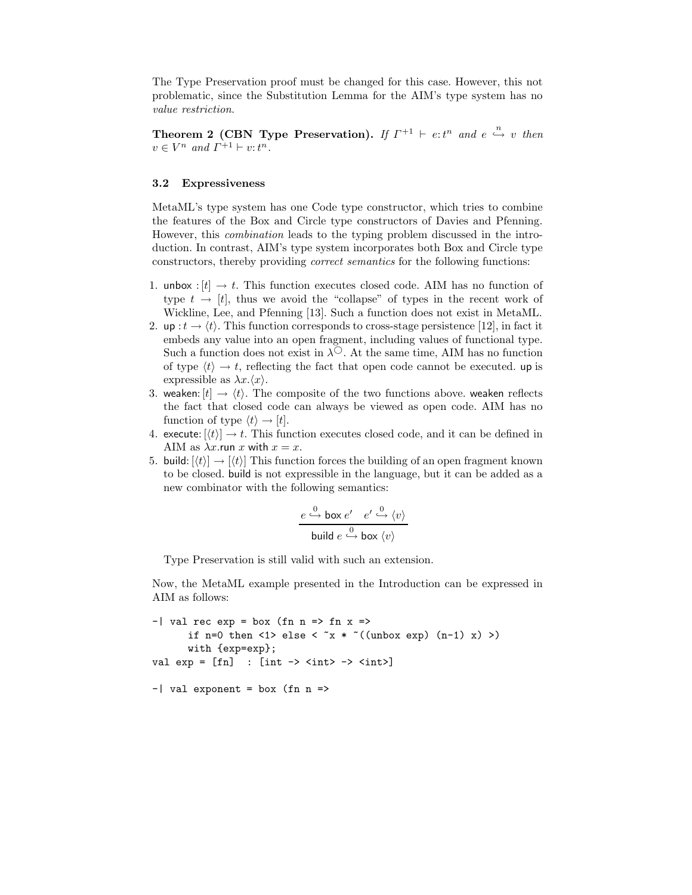The Type Preservation proof must be changed for this case. However, this not problematic, since the Substitution Lemma for the AIM's type system has no *value restriction.*

**Theorem 2 (CBN Type Preservation).** *If $\Gamma^{+1} \vdash e{:}\, t^n$ and $e \overset{n}{\hookrightarrow} v$ then $v \in V^n$ and $\Gamma^{+1} \vdash v{:}\, t^n$.*

### 3.2 Expressiveness

MetaML's type system has one Code type constructor, which tries to combine the features of the Box and Circle type constructors of Davies and Pfenning. However, this *combination* leads to the typing problem discussed in the introduction. In contrast, AIM's type system incorporates both Box and Circle type constructors, thereby providing *correct semantics* for the following functions:

1. $\mathsf{unbox} : [t] \to t$. This function executes closed code. AIM has no function of type $t \to [t]$, thus we avoid the "collapse" of types in the recent work of Wickline, Lee, and Pfenning [13]. Such a function does not exist in MetaML.
2. $\mathsf{up} : t \to \langle t \rangle$. This function corresponds to cross-stage persistence [12], in fact it embeds any value into an open fragment, including values of functional type. Such a function does not exist in $\lambda^{\bigcirc}$. At the same time, AIM has no function of type $\langle t \rangle \to t$, reflecting the fact that open code cannot be executed. $\mathsf{up}$ is expressible as $\lambda x.\langle x \rangle$.
3. $\mathsf{weaken}{:}\, [t] \to \langle t \rangle$. The composite of the two functions above. $\mathsf{weaken}$ reflects the fact that closed code can always be viewed as open code. AIM has no function of type $\langle t \rangle \to [t]$.
4. $\mathsf{execute}{:}\, [\langle t \rangle] \to t$. This function executes closed code, and it can be defined in AIM as $\lambda x.\mathsf{run}\ x\ \mathsf{with}\ x = x$.
5. $\mathsf{build}{:}\, [\langle t \rangle] \to [\langle t \rangle]$ This function forces the building of an open fragment known to be closed. $\mathsf{build}$ is not expressible in the language, but it can be added as a new combinator with the following semantics:

$$\frac{e \overset{0}{\hookrightarrow} \mathsf{box}\ e' \quad e' \overset{0}{\hookrightarrow} \langle v \rangle}{\mathsf{build}\ e \overset{0}{\hookrightarrow} \mathsf{box}\ \langle v \rangle}$$

Type Preservation is still valid with such an extension.

Now, the MetaML example presented in the Introduction can be expressed in AIM as follows:

```
-| val rec exp = box (fn n => fn x =>
      if n=0 then <1> else < ~x * ~((unbox exp) (n-1) x) >)
      with {exp=exp};
val exp = [fn]  : [int -> <int> -> <int>]

-| val exponent = box (fn n =>
```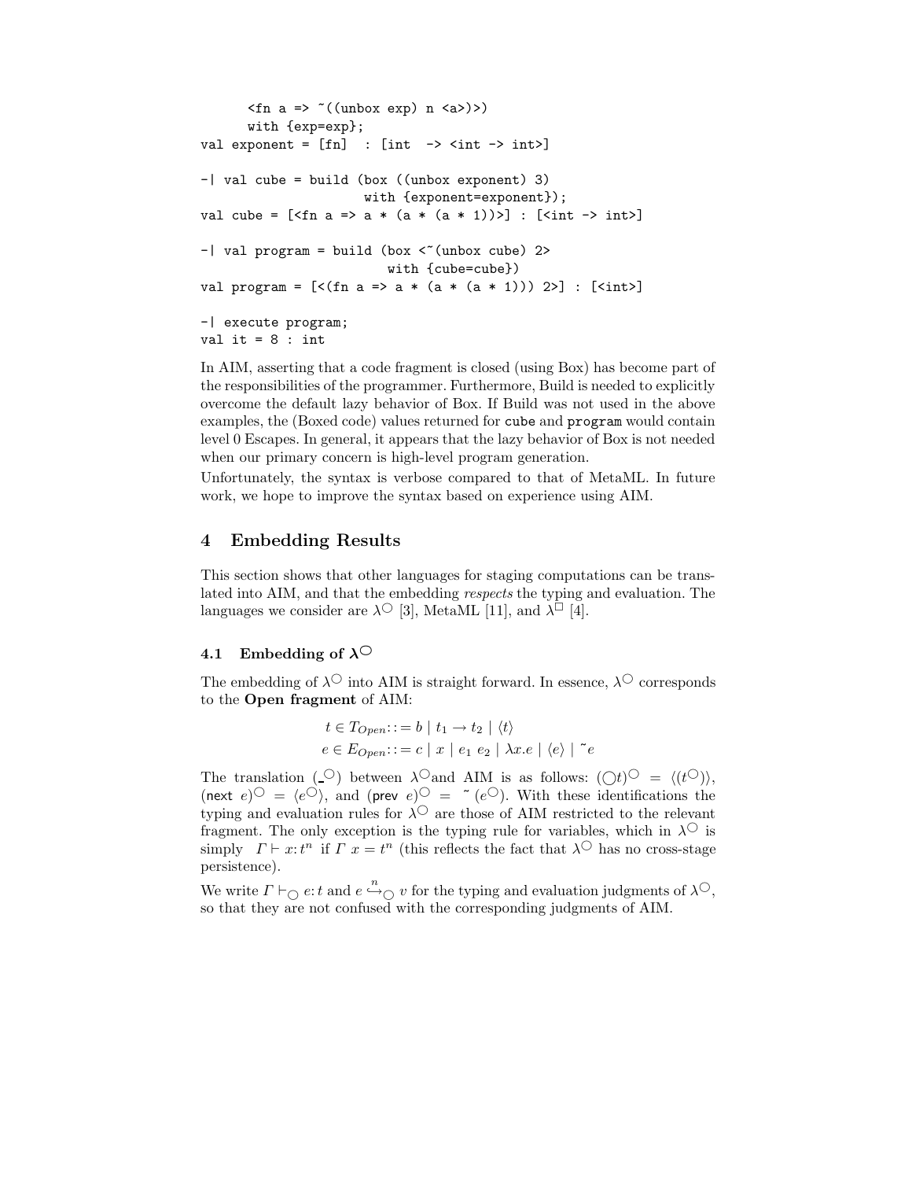```
      <fn a => ~((unbox exp) n <a>)>)
      with {exp=exp};
val exponent = [fn]  : [int  -> <int -> int>]

-| val cube = build (box ((unbox exponent) 3)
                    with {exponent=exponent});
val cube = [<fn a => a * (a * (a * 1))>] : [<int -> int>]

-| val program = build (box <~(unbox cube) 2>
                        with {cube=cube})
val program = [<(fn a => a * (a * (a * 1))) 2>] : [<int>]

-| execute program;
val it = 8 : int
```

In AIM, asserting that a code fragment is closed (using Box) has become part of the responsibilities of the programmer. Furthermore, Build is needed to explicitly overcome the default lazy behavior of Box. If Build was not used in the above examples, the (Boxed code) values returned for `cube` and `program` would contain level 0 Escapes. In general, it appears that the lazy behavior of Box is not needed when our primary concern is high-level program generation.

Unfortunately, the syntax is verbose compared to that of MetaML. In future work, we hope to improve the syntax based on experience using AIM.

## 4 Embedding Results

This section shows that other languages for staging computations can be translated into AIM, and that the embedding *respects* the typing and evaluation. The languages we consider are $\lambda^{\bigcirc}$ [3], MetaML [11], and $\lambda^{\Box}$ [4].

### 4.1 Embedding of $\lambda^{\bigcirc}$

The embedding of $\lambda^{\bigcirc}$ into AIM is straight forward. In essence, $\lambda^{\bigcirc}$ corresponds to the **Open fragment** of AIM:

$$t \in T_{Open} ::= b \mid t_1 \to t_2 \mid \langle t \rangle$$
$$e \in E_{Open} ::= c \mid x \mid e_1\ e_2 \mid \lambda x.e \mid \langle e \rangle \mid \tilde{\ } e$$

The translation ($\_^{\bigcirc}$) between $\lambda^{\bigcirc}$ and AIM is as follows: $(\bigcirc t)^{\bigcirc} = \langle (t^{\bigcirc}) \rangle$, $(\mathsf{next}\ e)^{\bigcirc} = \langle e^{\bigcirc} \rangle$, and $(\mathsf{prev}\ e)^{\bigcirc} = \tilde{\ }(e^{\bigcirc})$. With these identifications the typing and evaluation rules for $\lambda^{\bigcirc}$ are those of AIM restricted to the relevant fragment. The only exception is the typing rule for variables, which in $\lambda^{\bigcirc}$ is simply $\Gamma \vdash x : t^n$ if $\Gamma\ x = t^n$ (this reflects the fact that $\lambda^{\bigcirc}$ has no cross-stage persistence).

We write $\Gamma \vdash_{\bigcirc} e : t$ and $e \overset{n}{\hookrightarrow}_{\bigcirc} v$ for the typing and evaluation judgments of $\lambda^{\bigcirc}$, so that they are not confused with the corresponding judgments of AIM.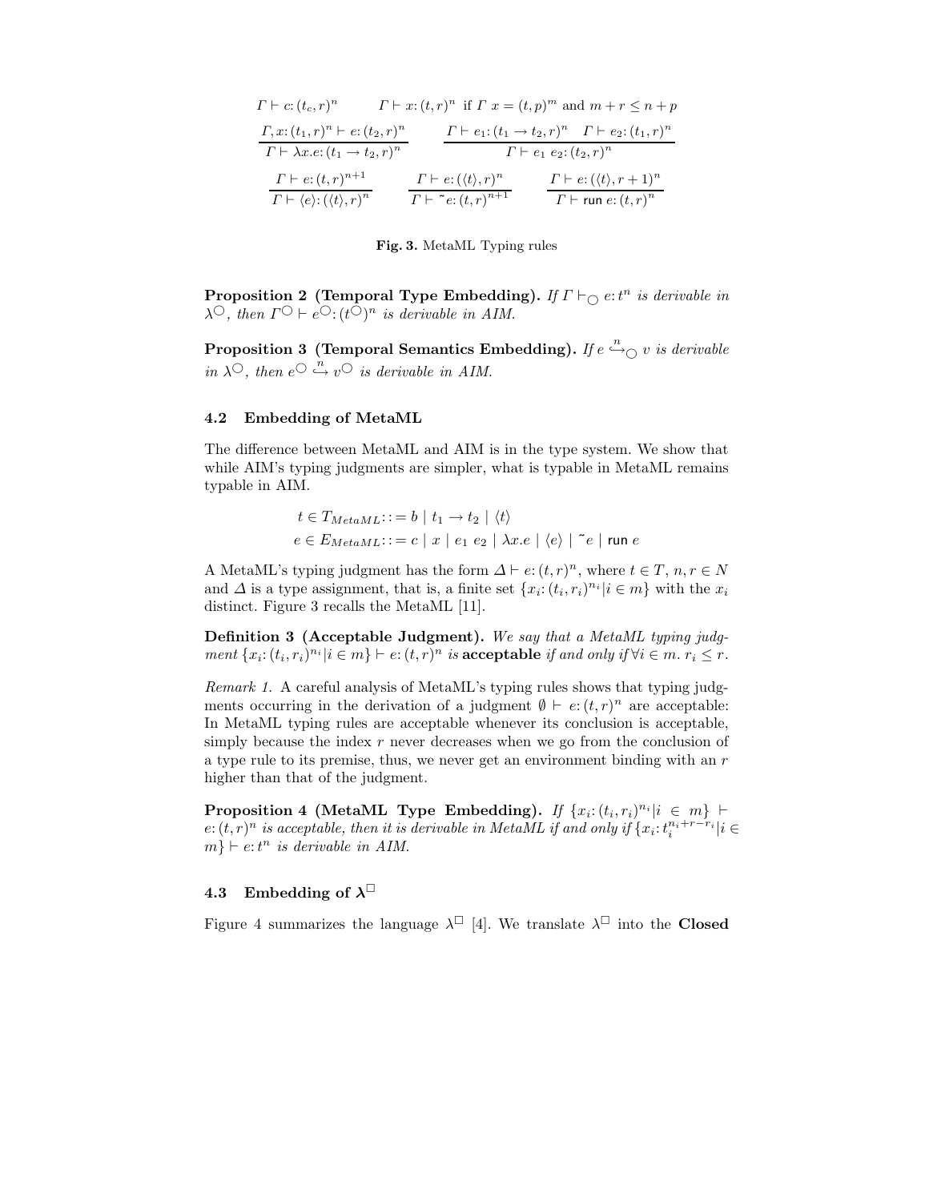$$\Gamma \vdash c\colon (t_c, r)^n \qquad \Gamma \vdash x\colon (t,r)^n \text{ if } \Gamma\ x = (t,p)^m \text{ and } m + r \le n + p$$

$$\frac{\Gamma, x\colon (t_1, r)^n \vdash e\colon (t_2, r)^n}{\Gamma \vdash \lambda x.e\colon (t_1 \to t_2, r)^n} \qquad \frac{\Gamma \vdash e_1\colon (t_1 \to t_2, r)^n \quad \Gamma \vdash e_2\colon (t_1, r)^n}{\Gamma \vdash e_1\ e_2\colon (t_2, r)^n}$$

$$\frac{\Gamma \vdash e\colon (t,r)^{n+1}}{\Gamma \vdash \langle e\rangle\colon (\langle t\rangle, r)^n} \qquad \frac{\Gamma \vdash e\colon (\langle t\rangle, r)^n}{\Gamma \vdash \tilde{\ } e\colon (t,r)^{n+1}} \qquad \frac{\Gamma \vdash e\colon (\langle t\rangle, r+1)^n}{\Gamma \vdash \mathsf{run}\ e\colon (t,r)^n}$$

**Fig. 3.** MetaML Typing rules

**Proposition 2 (Temporal Type Embedding).** *If $\Gamma \vdash_{\bigcirc} e\colon t^n$ is derivable in $\lambda^{\bigcirc}$, then $\Gamma^{\bigcirc} \vdash e^{\bigcirc}\colon (t^{\bigcirc})^n$ is derivable in AIM.*

**Proposition 3 (Temporal Semantics Embedding).** *If $e \overset{n}{\hookrightarrow}_{\bigcirc} v$ is derivable in $\lambda^{\bigcirc}$, then $e^{\bigcirc} \overset{n}{\hookrightarrow} v^{\bigcirc}$ is derivable in AIM.*

### 4.2 Embedding of MetaML

The difference between MetaML and AIM is in the type system. We show that while AIM's typing judgments are simpler, what is typable in MetaML remains typable in AIM.

$$t \in T_{MetaML} ::= b \mid t_1 \to t_2 \mid \langle t\rangle$$
$$e \in E_{MetaML} ::= c \mid x \mid e_1\ e_2 \mid \lambda x.e \mid \langle e\rangle \mid \tilde{\ } e \mid \mathsf{run}\ e$$

A MetaML's typing judgment has the form $\Delta \vdash e\colon (t,r)^n$, where $t \in T$, $n, r \in N$ and $\Delta$ is a type assignment, that is, a finite set $\{x_i\colon (t_i, r_i)^{n_i} | i \in m\}$ with the $x_i$ distinct. Figure 3 recalls the MetaML [11].

**Definition 3 (Acceptable Judgment).** *We say that a MetaML typing judgment $\{x_i\colon (t_i, r_i)^{n_i} | i \in m\} \vdash e\colon (t,r)^n$ is* **acceptable** *if and only if $\forall i \in m.\ r_i \le r$.*

*Remark 1.* A careful analysis of MetaML's typing rules shows that typing judgments occurring in the derivation of a judgment $\emptyset \vdash e\colon (t,r)^n$ are acceptable: In MetaML typing rules are acceptable whenever its conclusion is acceptable, simply because the index $r$ never decreases when we go from the conclusion of a type rule to its premise, thus, we never get an environment binding with an $r$ higher than that of the judgment.

**Proposition 4 (MetaML Type Embedding).** *If $\{x_i\colon (t_i, r_i)^{n_i} | i \in m\} \vdash e\colon (t,r)^n$ is acceptable, then it is derivable in MetaML if and only if $\{x_i\colon t_i^{n_i + r - r_i} | i \in m\} \vdash e\colon t^n$ is derivable in AIM.*

### 4.3 Embedding of $\lambda^{\Box}$

Figure 4 summarizes the language $\lambda^{\Box}$ [4]. We translate $\lambda^{\Box}$ into the **Closed**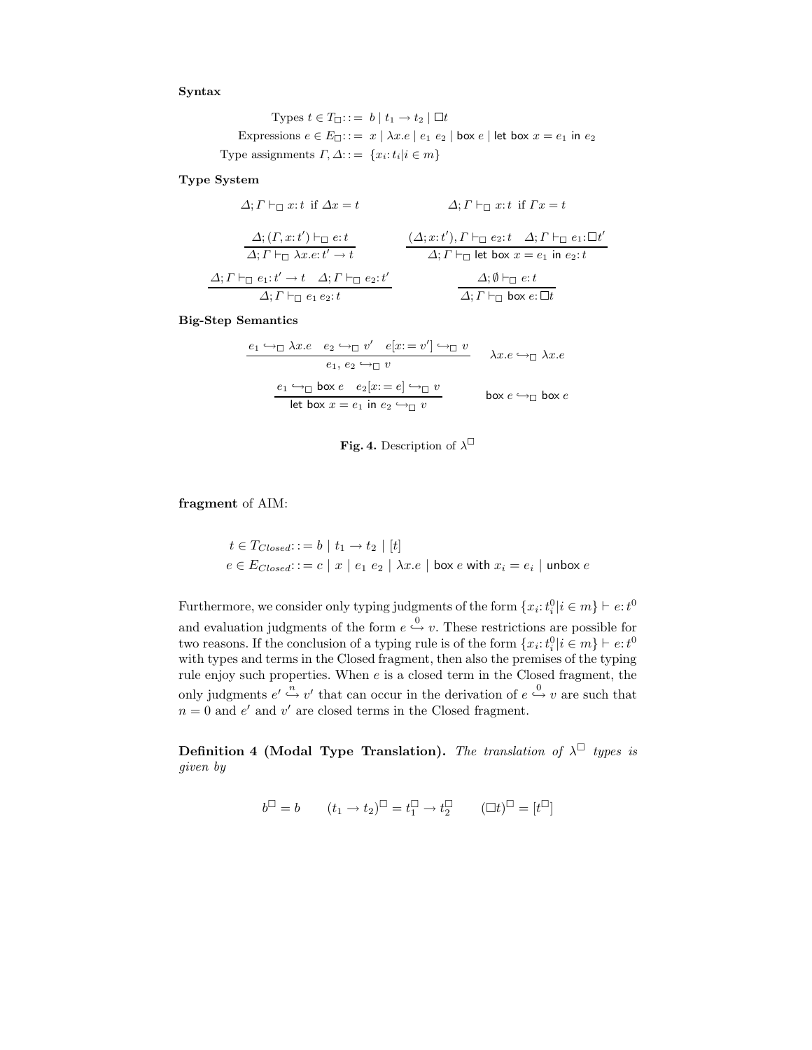**Syntax**

$$\text{Types } t \in T_\Box ::= b \mid t_1 \to t_2 \mid \Box t$$
$$\text{Expressions } e \in E_\Box ::= x \mid \lambda x.e \mid e_1\ e_2 \mid \mathsf{box}\ e \mid \mathsf{let\ box}\ x = e_1\ \mathsf{in}\ e_2$$
$$\text{Type assignments } \Gamma, \Delta ::= \{x_i : t_i | i \in m\}$$

**Type System**

$$\Delta;\Gamma \vdash_\Box x : t \text{ if } \Delta x = t \qquad \Delta;\Gamma \vdash_\Box x : t \text{ if } \Gamma x = t$$

$$\frac{\Delta;(\Gamma, x : t') \vdash_\Box e : t}{\Delta;\Gamma \vdash_\Box \lambda x.e : t' \to t} \qquad \frac{(\Delta; x : t'), \Gamma \vdash_\Box e_2 : t \quad \Delta;\Gamma \vdash_\Box e_1 : \Box t'}{\Delta;\Gamma \vdash_\Box \mathsf{let\ box}\ x = e_1\ \mathsf{in}\ e_2 : t}$$

$$\frac{\Delta;\Gamma \vdash_\Box e_1 : t' \to t \quad \Delta;\Gamma \vdash_\Box e_2 : t'}{\Delta;\Gamma \vdash_\Box e_1\ e_2 : t} \qquad \frac{\Delta;\emptyset \vdash_\Box e : t}{\Delta;\Gamma \vdash_\Box \mathsf{box}\ e : \Box t}$$

**Big-Step Semantics**

$$\frac{e_1 \hookrightarrow_\Box \lambda x.e \quad e_2 \hookrightarrow_\Box v' \quad e[x := v'] \hookrightarrow_\Box v}{e_1,\ e_2 \hookrightarrow_\Box v} \qquad \lambda x.e \hookrightarrow_\Box \lambda x.e$$

$$\frac{e_1 \hookrightarrow_\Box \mathsf{box}\ e \quad e_2[x := e] \hookrightarrow_\Box v}{\mathsf{let\ box}\ x = e_1\ \mathsf{in}\ e_2 \hookrightarrow_\Box v} \qquad \mathsf{box}\ e \hookrightarrow_\Box \mathsf{box}\ e$$

**Fig. 4.** Description of $\lambda^\Box$

**fragment** of AIM:

$$t \in T_{Closed} ::= b \mid t_1 \to t_2 \mid [t]$$
$$e \in E_{Closed} ::= c \mid x \mid e_1\ e_2 \mid \lambda x.e \mid \mathsf{box}\ e\ \mathsf{with}\ x_i = e_i \mid \mathsf{unbox}\ e$$

Furthermore, we consider only typing judgments of the form $\{x_i : t_i^0 | i \in m\} \vdash e : t^0$ and evaluation judgments of the form $e \overset{0}{\hookrightarrow} v$. These restrictions are possible for two reasons. If the conclusion of a typing rule is of the form $\{x_i : t_i^0 | i \in m\} \vdash e : t^0$ with types and terms in the Closed fragment, then also the premises of the typing rule enjoy such properties. When $e$ is a closed term in the Closed fragment, the only judgments $e' \overset{n}{\hookrightarrow} v'$ that can occur in the derivation of $e \overset{0}{\hookrightarrow} v$ are such that $n = 0$ and $e'$ and $v'$ are closed terms in the Closed fragment.

**Definition 4 (Modal Type Translation).** *The translation of $\lambda^\Box$ types is given by*

$$b^\Box = b \qquad (t_1 \to t_2)^\Box = t_1^\Box \to t_2^\Box \qquad (\Box t)^\Box = [t^\Box]$$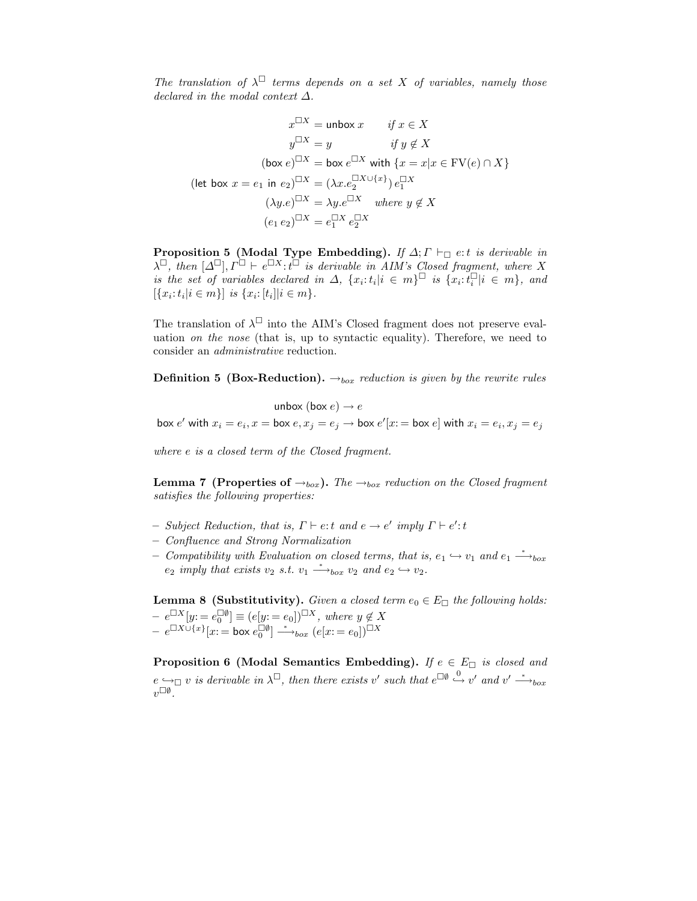*The translation of $\lambda^{\Box}$ terms depends on a set $X$ of variables, namely those declared in the modal context $\Delta$.*

$$
\begin{aligned}
x^{\Box X} &= \mathsf{unbox}\, x \qquad \textit{if } x \in X \\
y^{\Box X} &= y \qquad\qquad\ \textit{if } y \notin X \\
(\mathsf{box}\, e)^{\Box X} &= \mathsf{box}\, e^{\Box X} \ \mathsf{with}\ \{x = x | x \in \mathrm{FV}(e) \cap X\} \\
(\mathsf{let\ box}\ x = e_1 \ \mathsf{in}\ e_2)^{\Box X} &= (\lambda x. e_2^{\Box X \cup \{x\}})\, e_1^{\Box X} \\
(\lambda y.e)^{\Box X} &= \lambda y. e^{\Box X} \quad \textit{where } y \notin X \\
(e_1\, e_2)^{\Box X} &= e_1^{\Box X}\, e_2^{\Box X}
\end{aligned}
$$

**Proposition 5 (Modal Type Embedding).** *If $\Delta; \Gamma \vdash_{\Box} e \colon t$ is derivable in $\lambda^{\Box}$, then $[\Delta^{\Box}], \Gamma^{\Box} \vdash e^{\Box X} \colon t^{\Box}$ is derivable in AIM's Closed fragment, where $X$ is the set of variables declared in $\Delta$, $\{x_i \colon t_i | i \in m\}^{\Box}$ is $\{x_i \colon t_i^{\Box} | i \in m\}$, and $[\{x_i \colon t_i | i \in m\}]$ is $\{x_i \colon [t_i] | i \in m\}$.*

The translation of $\lambda^{\Box}$ into the AIM's Closed fragment does not preserve evaluation *on the nose* (that is, up to syntactic equality). Therefore, we need to consider an *administrative* reduction.

**Definition 5 (Box-Reduction).** *$\rightarrow_{box}$ reduction is given by the rewrite rules*

$$\mathsf{unbox}\ (\mathsf{box}\ e) \rightarrow e$$

$$\mathsf{box}\ e' \ \mathsf{with}\ x_i = e_i, x = \mathsf{box}\ e, x_j = e_j \rightarrow \mathsf{box}\ e'[x \colon= \mathsf{box}\ e] \ \mathsf{with}\ x_i = e_i, x_j = e_j$$

*where $e$ is a closed term of the Closed fragment.*

**Lemma 7 (Properties of $\rightarrow_{box}$).** *The $\rightarrow_{box}$ reduction on the Closed fragment satisfies the following properties:*

- *Subject Reduction, that is, $\Gamma \vdash e \colon t$ and $e \rightarrow e'$ imply $\Gamma \vdash e' \colon t$*
- *Confluence and Strong Normalization*
- *Compatibility with Evaluation on closed terms, that is, $e_1 \hookrightarrow v_1$ and $e_1 \xrightarrow{*}_{box} e_2$ imply that exists $v_2$ s.t. $v_1 \xrightarrow{*}_{box} v_2$ and $e_2 \hookrightarrow v_2$.*

**Lemma 8 (Substitutivity).** *Given a closed term $e_0 \in E_{\Box}$ the following holds:*
- $e^{\Box X}[y \colon= e_0^{\Box \emptyset}] \equiv (e[y \colon= e_0])^{\Box X}$*, where* $y \notin X$
- $e^{\Box X \cup \{x\}}[x \colon= \mathsf{box}\ e_0^{\Box \emptyset}] \xrightarrow{*}_{box} (e[x \colon= e_0])^{\Box X}$

**Proposition 6 (Modal Semantics Embedding).** *If $e \in E_{\Box}$ is closed and $e \hookrightarrow_{\Box} v$ is derivable in $\lambda^{\Box}$, then there exists $v'$ such that $e^{\Box \emptyset} \overset{0}{\hookrightarrow} v'$ and $v' \xrightarrow{*}_{box} v^{\Box \emptyset}$.*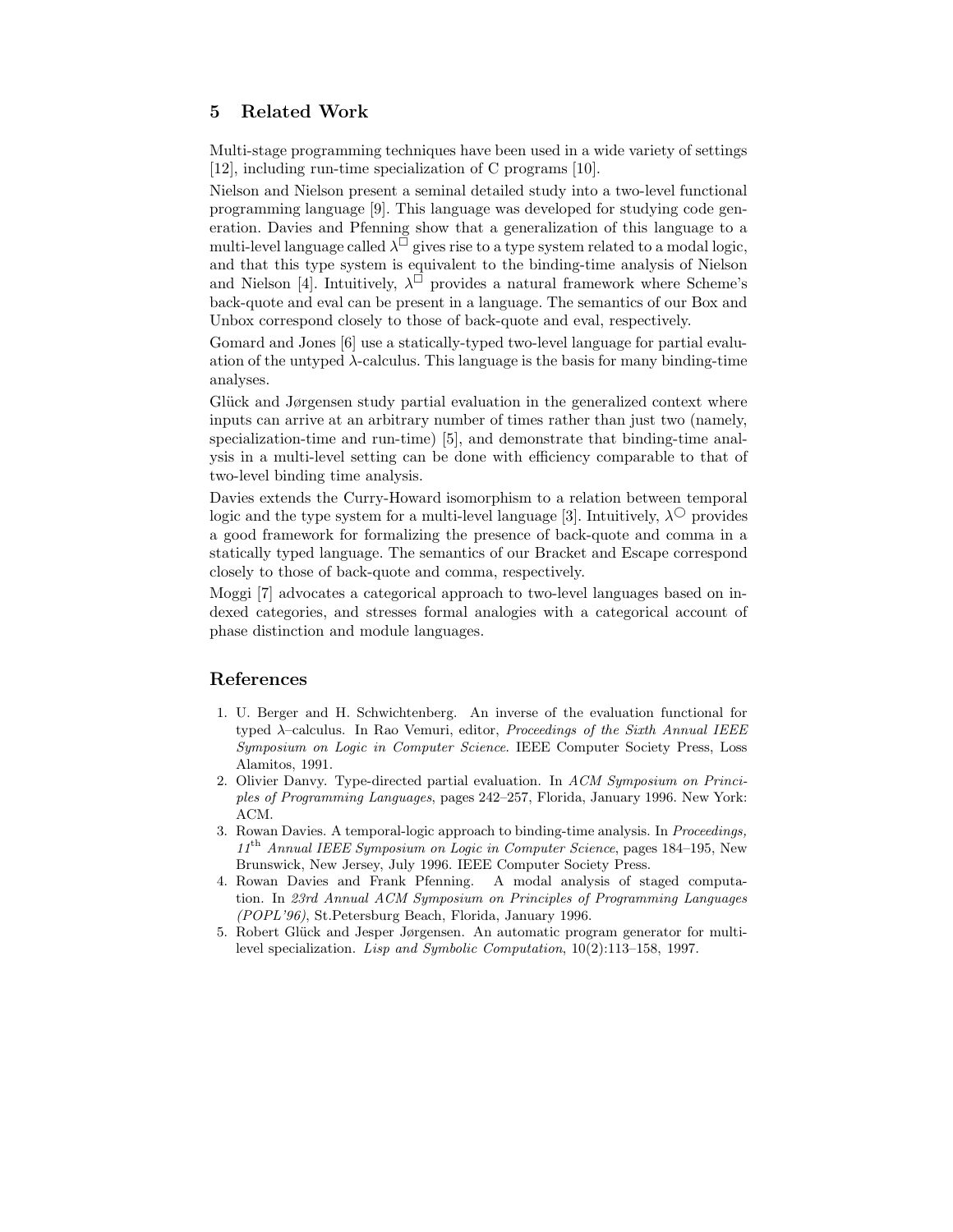## 5 Related Work

Multi-stage programming techniques have been used in a wide variety of settings [12], including run-time specialization of C programs [10].

Nielson and Nielson present a seminal detailed study into a two-level functional programming language [9]. This language was developed for studying code generation. Davies and Pfenning show that a generalization of this language to a multi-level language called $\lambda^{\Box}$ gives rise to a type system related to a modal logic, and that this type system is equivalent to the binding-time analysis of Nielson and Nielson [4]. Intuitively, $\lambda^{\Box}$ provides a natural framework where Scheme's back-quote and eval can be present in a language. The semantics of our Box and Unbox correspond closely to those of back-quote and eval, respectively.

Gomard and Jones [6] use a statically-typed two-level language for partial evaluation of the untyped $\lambda$-calculus. This language is the basis for many binding-time analyses.

Glück and Jørgensen study partial evaluation in the generalized context where inputs can arrive at an arbitrary number of times rather than just two (namely, specialization-time and run-time) [5], and demonstrate that binding-time analysis in a multi-level setting can be done with efficiency comparable to that of two-level binding time analysis.

Davies extends the Curry-Howard isomorphism to a relation between temporal logic and the type system for a multi-level language [3]. Intuitively, $\lambda^{\bigcirc}$ provides a good framework for formalizing the presence of back-quote and comma in a statically typed language. The semantics of our Bracket and Escape correspond closely to those of back-quote and comma, respectively.

Moggi [7] advocates a categorical approach to two-level languages based on indexed categories, and stresses formal analogies with a categorical account of phase distinction and module languages.

## References

1. U. Berger and H. Schwichtenberg. An inverse of the evaluation functional for typed $\lambda$–calculus. In Rao Vemuri, editor, *Proceedings of the Sixth Annual IEEE Symposium on Logic in Computer Science*. IEEE Computer Society Press, Loss Alamitos, 1991.
2. Olivier Danvy. Type-directed partial evaluation. In *ACM Symposium on Principles of Programming Languages*, pages 242–257, Florida, January 1996. New York: ACM.
3. Rowan Davies. A temporal-logic approach to binding-time analysis. In *Proceedings, 11th Annual IEEE Symposium on Logic in Computer Science*, pages 184–195, New Brunswick, New Jersey, July 1996. IEEE Computer Society Press.
4. Rowan Davies and Frank Pfenning. A modal analysis of staged computation. In *23rd Annual ACM Symposium on Principles of Programming Languages (POPL'96)*, St.Petersburg Beach, Florida, January 1996.
5. Robert Glück and Jesper Jørgensen. An automatic program generator for multi-level specialization. *Lisp and Symbolic Computation*, 10(2):113–158, 1997.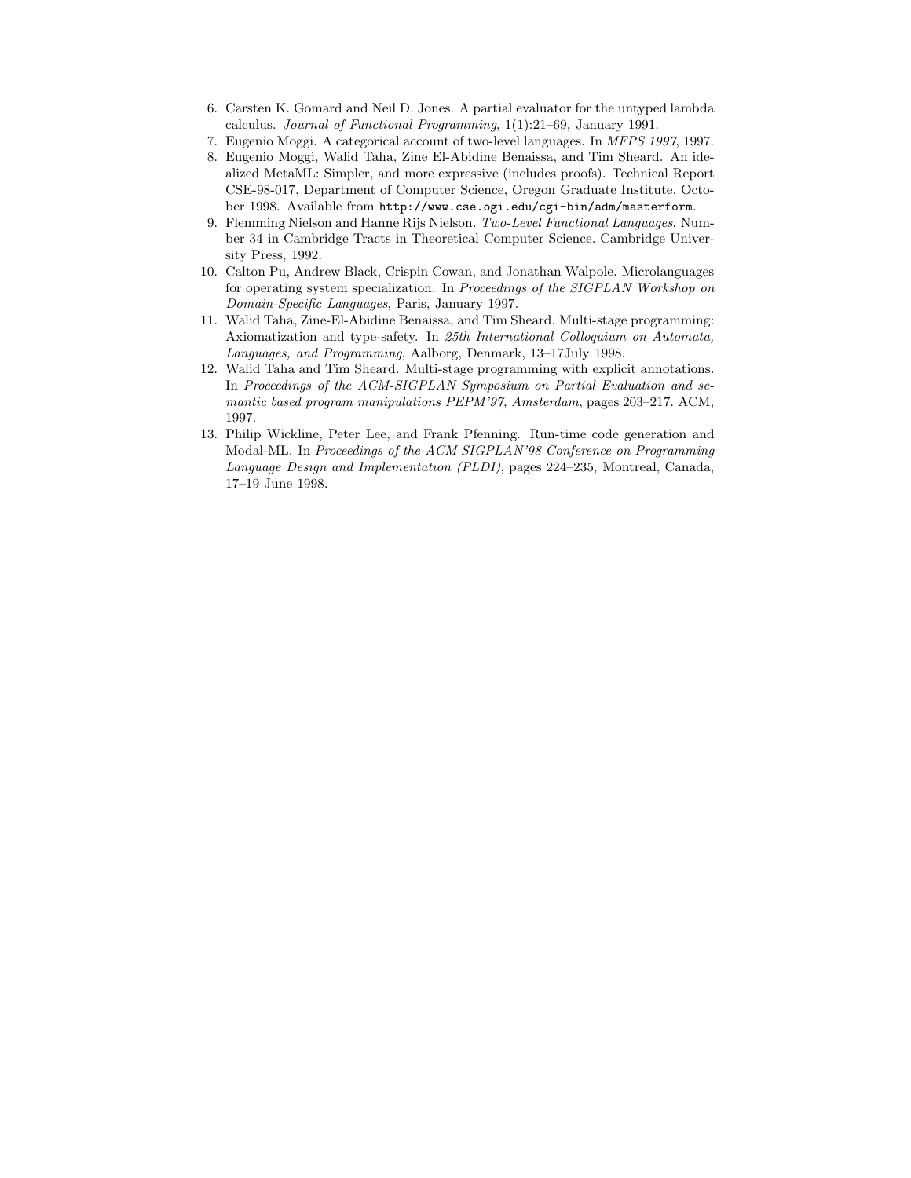6. Carsten K. Gomard and Neil D. Jones. A partial evaluator for the untyped lambda calculus. *Journal of Functional Programming*, 1(1):21–69, January 1991.
7. Eugenio Moggi. A categorical account of two-level languages. In *MFPS 1997*, 1997.
8. Eugenio Moggi, Walid Taha, Zine El-Abidine Benaissa, and Tim Sheard. An idealized MetaML: Simpler, and more expressive (includes proofs). Technical Report CSE-98-017, Department of Computer Science, Oregon Graduate Institute, October 1998. Available from `http://www.cse.ogi.edu/cgi-bin/adm/masterform`.
9. Flemming Nielson and Hanne Rijs Nielson. *Two-Level Functional Languages*. Number 34 in Cambridge Tracts in Theoretical Computer Science. Cambridge University Press, 1992.
10. Calton Pu, Andrew Black, Crispin Cowan, and Jonathan Walpole. Microlanguages for operating system specialization. In *Proceedings of the SIGPLAN Workshop on Domain-Specific Languages*, Paris, January 1997.
11. Walid Taha, Zine-El-Abidine Benaissa, and Tim Sheard. Multi-stage programming: Axiomatization and type-safety. In *25th International Colloquium on Automata, Languages, and Programming*, Aalborg, Denmark, 13–17July 1998.
12. Walid Taha and Tim Sheard. Multi-stage programming with explicit annotations. In *Proceedings of the ACM-SIGPLAN Symposium on Partial Evaluation and semantic based program manipulations PEPM'97, Amsterdam*, pages 203–217. ACM, 1997.
13. Philip Wickline, Peter Lee, and Frank Pfenning. Run-time code generation and Modal-ML. In *Proceedings of the ACM SIGPLAN'98 Conference on Programming Language Design and Implementation (PLDI)*, pages 224–235, Montreal, Canada, 17–19 June 1998.